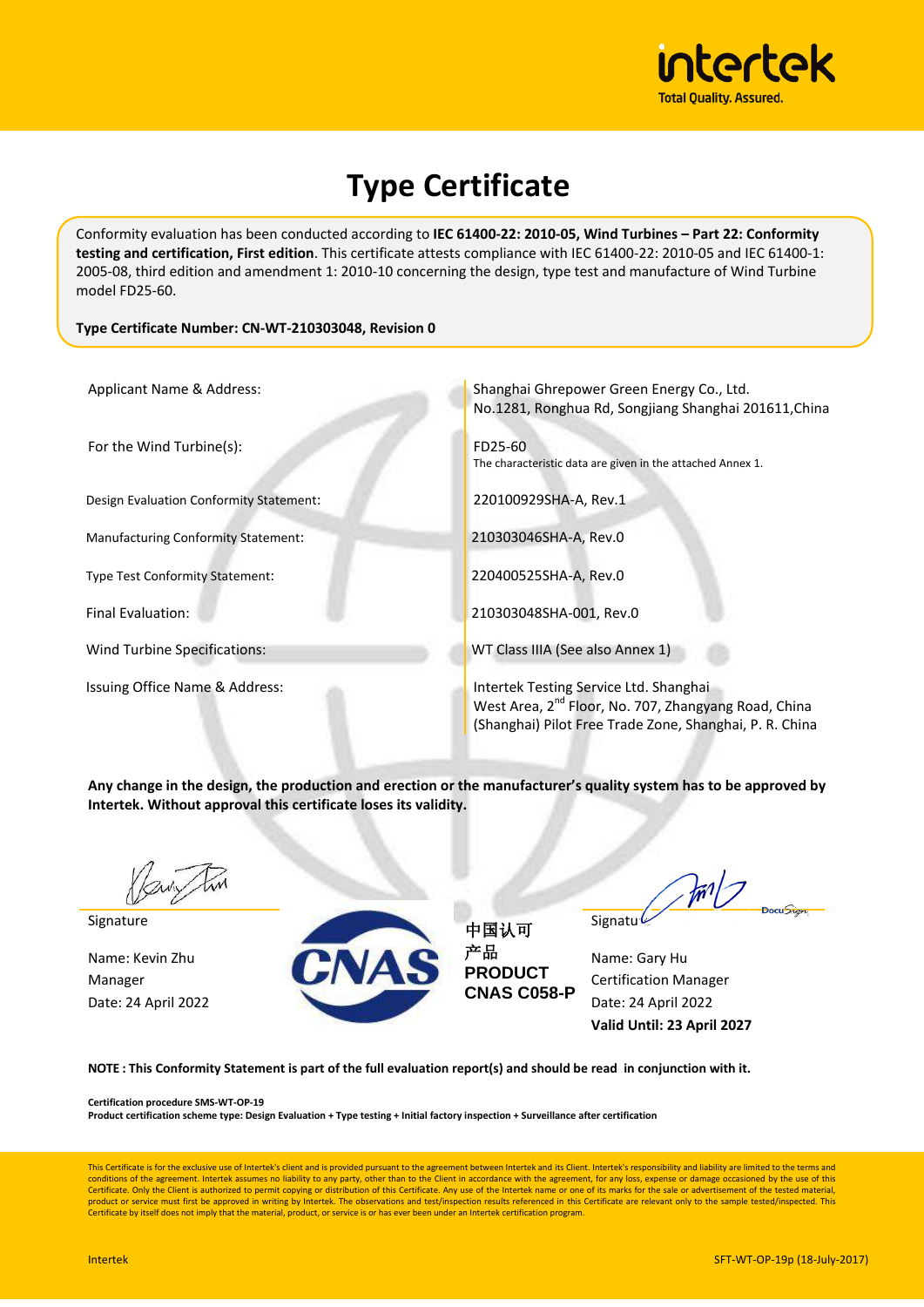intertek
Total Quality. Assured.

# Type Certificate

Conformity evaluation has been conducted according to **IEC 61400-22: 2010-05, Wind Turbines – Part 22: Conformity testing and certification, First edition**. This certificate attests compliance with IEC 61400-22: 2010-05 and IEC 61400-1: 2005-08, third edition and amendment 1: 2010-10 concerning the design, type test and manufacture of Wind Turbine model FD25-60.

**Type Certificate Number: CN-WT-210303048, Revision 0**

| | |
|---|---|
| Applicant Name & Address: | Shanghai Ghrepower Green Energy Co., Ltd.<br>No.1281, Ronghua Rd, Songjiang Shanghai 201611,China |
| For the Wind Turbine(s): | FD25-60<br>The characteristic data are given in the attached Annex 1. |
| Design Evaluation Conformity Statement: | 220100929SHA-A, Rev.1 |
| Manufacturing Conformity Statement: | 210303046SHA-A, Rev.0 |
| Type Test Conformity Statement: | 220400525SHA-A, Rev.0 |
| Final Evaluation: | 210303048SHA-001, Rev.0 |
| Wind Turbine Specifications: | WT Class IIIA (See also Annex 1) |
| Issuing Office Name & Address: | Intertek Testing Service Ltd. Shanghai<br>West Area, 2nd Floor, No. 707, Zhangyang Road, China (Shanghai) Pilot Free Trade Zone, Shanghai, P. R. China |

**Any change in the design, the production and erection or the manufacturer's quality system has to be approved by Intertek. Without approval this certificate loses its validity.**

Signature

Name: Kevin Zhu
Manager
Date: 24 April 2022

CNAS

中国认可
产品
**PRODUCT**
**CNAS C058-P**

Signature

Name: Gary Hu
Certification Manager
Date: 24 April 2022
**Valid Until: 23 April 2027**

**NOTE : This Conformity Statement is part of the full evaluation report(s) and should be read in conjunction with it.**

**Certification procedure SMS-WT-OP-19**
**Product certification scheme type: Design Evaluation + Type testing + Initial factory inspection + Surveillance after certification**

This Certificate is for the exclusive use of Intertek's client and is provided pursuant to the agreement between Intertek and its Client. Intertek's responsibility and liability are limited to the terms and conditions of the agreement. Intertek assumes no liability to any party, other than to the Client in accordance with the agreement, for any loss, expense or damage occasioned by the use of this Certificate. Only the Client is authorized to permit copying or distribution of this Certificate. Any use of the Intertek name or one of its marks for the sale or advertisement of the tested material, product or service must first be approved in writing by Intertek. The observations and test/inspection results referenced in this Certificate are relevant only to the sample tested/inspected. This Certificate by itself does not imply that the material, product, or service is or has ever been under an Intertek certification program.

Intertek SFT-WT-OP-19p (18-July-2017)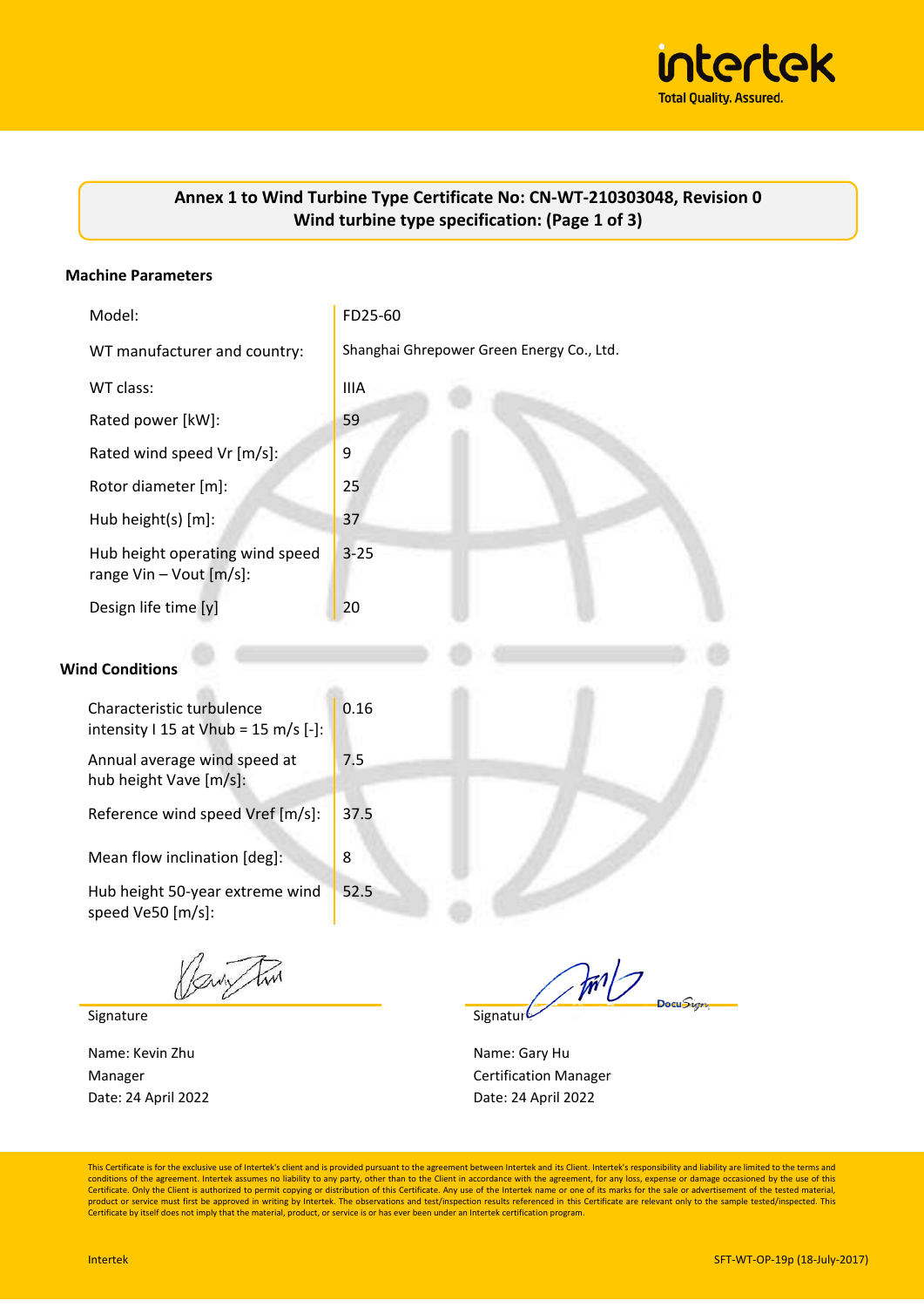**Annex 1 to Wind Turbine Type Certificate No: CN-WT-210303048, Revision 0**
**Wind turbine type specification: (Page 1 of 3)**

### Machine Parameters

| | |
|---|---|
| Model: | FD25-60 |
| WT manufacturer and country: | Shanghai Ghrepower Green Energy Co., Ltd. |
| WT class: | IIIA |
| Rated power [kW]: | 59 |
| Rated wind speed Vr [m/s]: | 9 |
| Rotor diameter [m]: | 25 |
| Hub height(s) [m]: | 37 |
| Hub height operating wind speed range Vin – Vout [m/s]: | 3-25 |
| Design life time [y] | 20 |

### Wind Conditions

| | |
|---|---|
| Characteristic turbulence intensity I 15 at Vhub = 15 m/s [-]: | 0.16 |
| Annual average wind speed at hub height Vave [m/s]: | 7.5 |
| Reference wind speed Vref [m/s]: | 37.5 |
| Mean flow inclination [deg]: | 8 |
| Hub height 50-year extreme wind speed Ve50 [m/s]: | 52.5 |

Signature

Name: Kevin Zhu
Manager
Date: 24 April 2022

Signature

Name: Gary Hu
Certification Manager
Date: 24 April 2022

This Certificate is for the exclusive use of Intertek's client and is provided pursuant to the agreement between Intertek and its Client. Intertek's responsibility and liability are limited to the terms and conditions of the agreement. Intertek assumes no liability to any party, other than to the Client in accordance with the agreement, for any loss, expense or damage occasioned by the use of this Certificate. Only the Client is authorized to permit copying or distribution of this Certificate. Any use of the Intertek name or one of its marks for the sale or advertisement of the tested material, product or service must first be approved in writing by Intertek. The observations and test/inspection results referenced in this Certificate are relevant only to the sample tested/inspected. This Certificate by itself does not imply that the material, product, or service is or has ever been under an Intertek certification program.

Intertek SFT-WT-OP-19p (18-July-2017)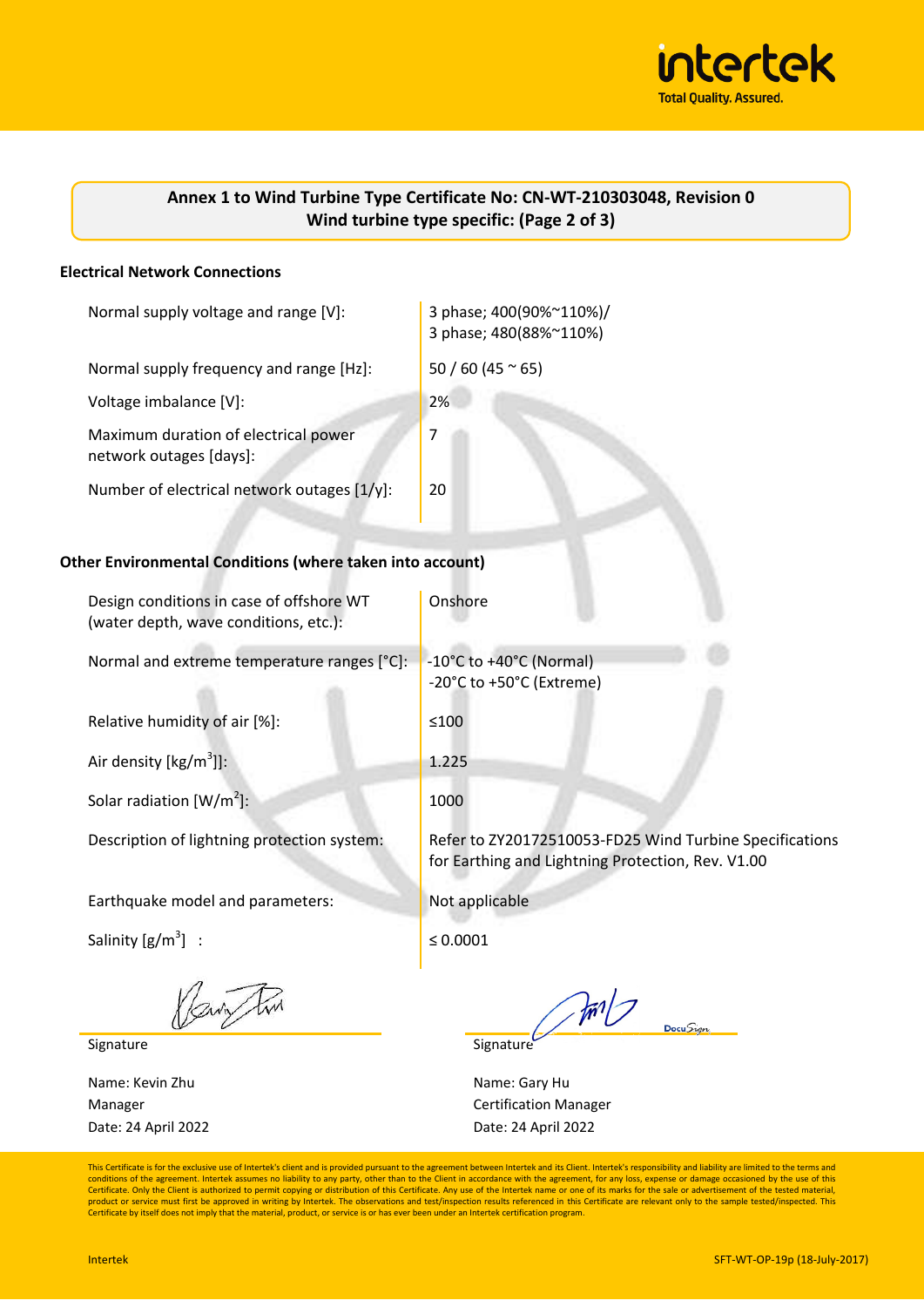**Annex 1 to Wind Turbine Type Certificate No: CN-WT-210303048, Revision 0**
**Wind turbine type specific: (Page 2 of 3)**

## Electrical Network Connections

| | |
|---|---|
| Normal supply voltage and range [V]: | 3 phase; 400(90%~110%)/ 3 phase; 480(88%~110%) |
| Normal supply frequency and range [Hz]: | 50 / 60 (45 ~ 65) |
| Voltage imbalance [V]: | 2% |
| Maximum duration of electrical power network outages [days]: | 7 |
| Number of electrical network outages [1/y]: | 20 |

## Other Environmental Conditions (where taken into account)

| | |
|---|---|
| Design conditions in case of offshore WT (water depth, wave conditions, etc.): | Onshore |
| Normal and extreme temperature ranges [°C]: | -10°C to +40°C (Normal) -20°C to +50°C (Extreme) |
| Relative humidity of air [%]: | ≤100 |
| Air density [kg/m$^3$]]: | 1.225 |
| Solar radiation [W/m$^2$]: | 1000 |
| Description of lightning protection system: | Refer to ZY20172510053-FD25 Wind Turbine Specifications for Earthing and Lightning Protection, Rev. V1.00 |
| Earthquake model and parameters: | Not applicable |
| Salinity [g/m$^3$] : | ≤ 0.0001 |

Signature

Name: Kevin Zhu
Manager
Date: 24 April 2022

Signature

Name: Gary Hu
Certification Manager
Date: 24 April 2022

This Certificate is for the exclusive use of Intertek's client and is provided pursuant to the agreement between Intertek and its Client. Intertek's responsibility and liability are limited to the terms and conditions of the agreement. Intertek assumes no liability to any party, other than to the Client in accordance with the agreement, for any loss, expense or damage occasioned by the use of this Certificate. Only the Client is authorized to permit copying or distribution of this Certificate. Any use of the Intertek name or one of its marks for the sale or advertisement of the tested material, product or service must first be approved in writing by Intertek. The observations and test/inspection results referenced in this Certificate are relevant only to the sample tested/inspected. This Certificate by itself does not imply that the material, product, or service is or has ever been under an Intertek certification program.

Intertek SFT-WT-OP-19p (18-July-2017)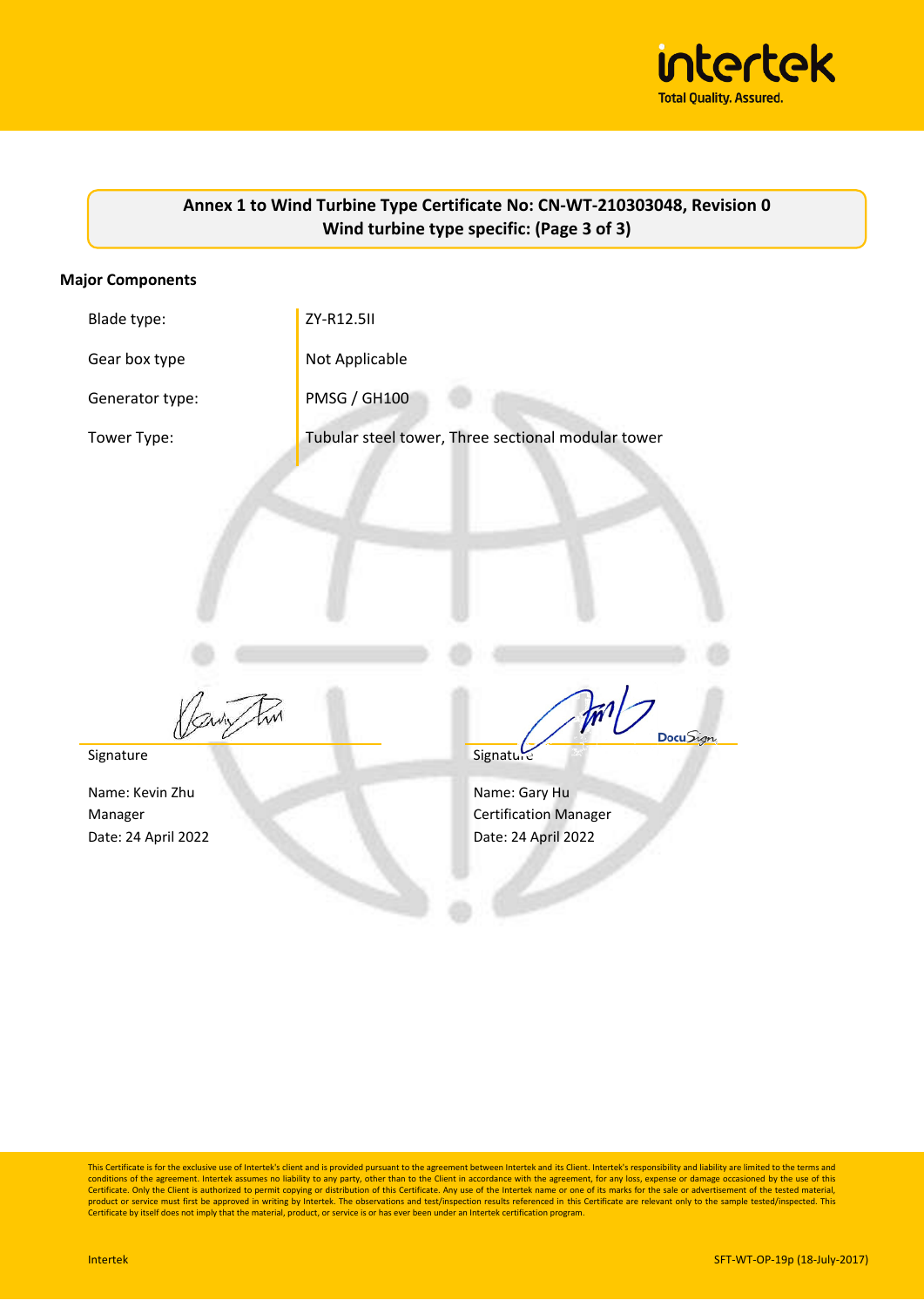**Annex 1 to Wind Turbine Type Certificate No: CN-WT-210303048, Revision 0**
**Wind turbine type specific: (Page 3 of 3)**

**Major Components**

| | |
|---|---|
| Blade type: | ZY-R12.5II |
| Gear box type | Not Applicable |
| Generator type: | PMSG / GH100 |
| Tower Type: | Tubular steel tower, Three sectional modular tower |

Signature

Name: Kevin Zhu
Manager
Date: 24 April 2022

Signature

Name: Gary Hu
Certification Manager
Date: 24 April 2022

This Certificate is for the exclusive use of Intertek's client and is provided pursuant to the agreement between Intertek and its Client. Intertek's responsibility and liability are limited to the terms and conditions of the agreement. Intertek assumes no liability to any party, other than to the Client in accordance with the agreement, for any loss, expense or damage occasioned by the use of this Certificate. Only the Client is authorized to permit copying or distribution of this Certificate. Any use of the Intertek name or one of its marks for the sale or advertisement of the tested material, product or service must first be approved in writing by Intertek. The observations and test/inspection results referenced in this Certificate are relevant only to the sample tested/inspected. This Certificate by itself does not imply that the material, product, or service is or has ever been under an Intertek certification program.

Intertek

SFT-WT-OP-19p (18-July-2017)